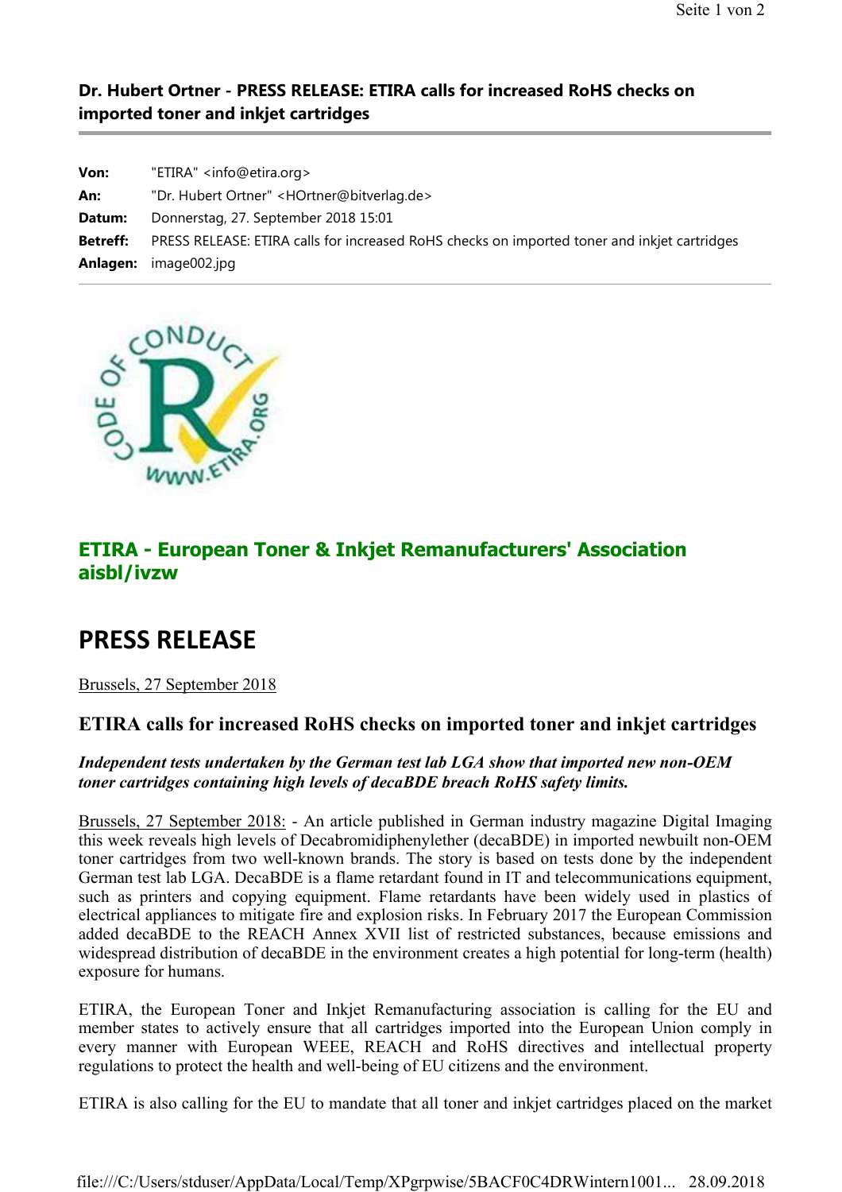**Dr. Hubert Ortner - PRESS RELEASE: ETIRA calls for increased RoHS checks on imported toner and inkjet cartridges**

| | |
|---|---|
| **Von:** | "ETIRA" <info@etira.org> |
| **An:** | "Dr. Hubert Ortner" <HOrtner@bitverlag.de> |
| **Datum:** | Donnerstag, 27. September 2018 15:01 |
| **Betreff:** | PRESS RELEASE: ETIRA calls for increased RoHS checks on imported toner and inkjet cartridges |
| **Anlagen:** | image002.jpg |

## ETIRA - European Toner & Inkjet Remanufacturers' Association aisbl/ivzw

# PRESS RELEASE

Brussels, 27 September 2018

### ETIRA calls for increased RoHS checks on imported toner and inkjet cartridges

***Independent tests undertaken by the German test lab LGA show that imported new non-OEM toner cartridges containing high levels of decaBDE breach RoHS safety limits.***

Brussels, 27 September 2018: - An article published in German industry magazine Digital Imaging this week reveals high levels of Decabromidiphenylether (decaBDE) in imported newbuilt non-OEM toner cartridges from two well-known brands. The story is based on tests done by the independent German test lab LGA. DecaBDE is a flame retardant found in IT and telecommunications equipment, such as printers and copying equipment. Flame retardants have been widely used in plastics of electrical appliances to mitigate fire and explosion risks. In February 2017 the European Commission added decaBDE to the REACH Annex XVII list of restricted substances, because emissions and widespread distribution of decaBDE in the environment creates a high potential for long-term (health) exposure for humans.

ETIRA, the European Toner and Inkjet Remanufacturing association is calling for the EU and member states to actively ensure that all cartridges imported into the European Union comply in every manner with European WEEE, REACH and RoHS directives and intellectual property regulations to protect the health and well-being of EU citizens and the environment.

ETIRA is also calling for the EU to mandate that all toner and inkjet cartridges placed on the market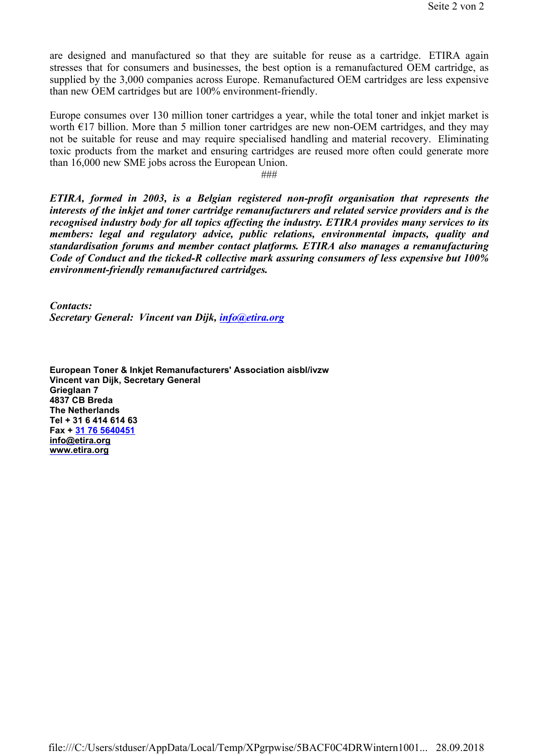are designed and manufactured so that they are suitable for reuse as a cartridge. ETIRA again stresses that for consumers and businesses, the best option is a remanufactured OEM cartridge, as supplied by the 3,000 companies across Europe. Remanufactured OEM cartridges are less expensive than new OEM cartridges but are 100% environment-friendly.

Europe consumes over 130 million toner cartridges a year, while the total toner and inkjet market is worth €17 billion. More than 5 million toner cartridges are new non-OEM cartridges, and they may not be suitable for reuse and may require specialised handling and material recovery. Eliminating toxic products from the market and ensuring cartridges are reused more often could generate more than 16,000 new SME jobs across the European Union.

###

***ETIRA, formed in 2003, is a Belgian registered non-profit organisation that represents the interests of the inkjet and toner cartridge remanufacturers and related service providers and is the recognised industry body for all topics affecting the industry. ETIRA provides many services to its members: legal and regulatory advice, public relations, environmental impacts, quality and standardisation forums and member contact platforms. ETIRA also manages a remanufacturing Code of Conduct and the ticked-R collective mark assuring consumers of less expensive but 100% environment-friendly remanufactured cartridges.***

***Contacts:***
***Secretary General: Vincent van Dijk, info@etira.org***

**European Toner & Inkjet Remanufacturers' Association aisbl/ivzw**
**Vincent van Dijk, Secretary General**
**Grieglaan 7**
**4837 CB Breda**
**The Netherlands**
**Tel + 31 6 414 614 63**
**Fax + 31 76 5640451**
**info@etira.org**
**www.etira.org**